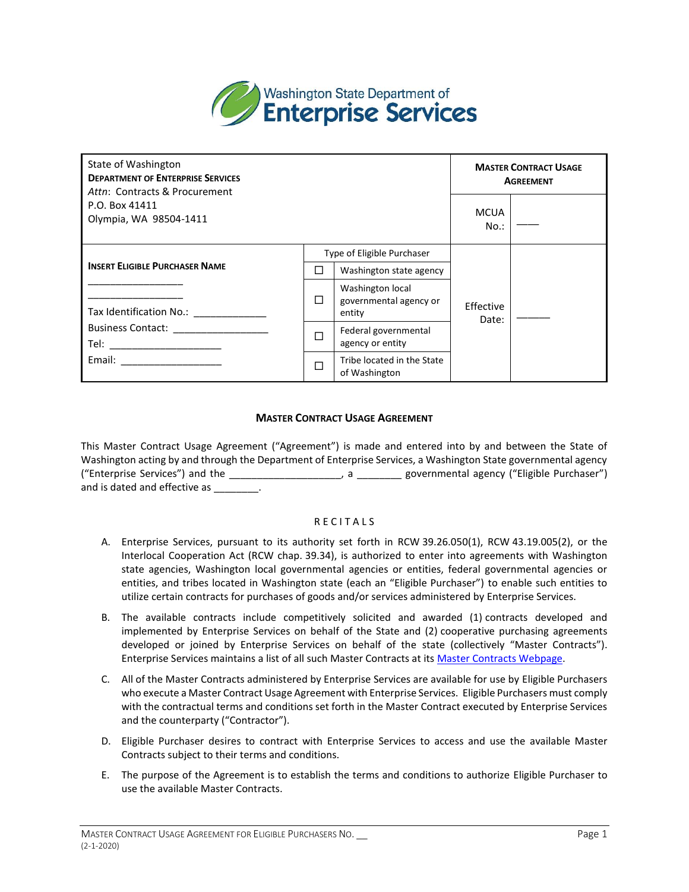Washington State Department of **Enterprise Services**

| State of Washington<br>**DEPARTMENT OF ENTERPRISE SERVICES**<br>*Attn*: Contracts & Procurement<br>P.O. Box 41411<br>Olympia, WA 98504-1411 | | | **MASTER CONTRACT USAGE AGREEMENT** | |
|---|---|---|---|---|
| | | | MCUA No.: | ___ |
| **INSERT ELIGIBLE PURCHASER NAME**<br>_________________<br>_________________<br>Tax Identification No.: _____________<br>Business Contact: _________________<br>Tel: ____________________<br>Email: ___________________ | Type of Eligible Purchaser | | Effective Date: | ______ |
| | ☐ | Washington state agency | | |
| | ☐ | Washington local governmental agency or entity | | |
| | ☐ | Federal governmental agency or entity | | |
| | ☐ | Tribe located in the State of Washington | | |

## MASTER CONTRACT USAGE AGREEMENT

This Master Contract Usage Agreement ("Agreement") is made and entered into by and between the State of Washington acting by and through the Department of Enterprise Services, a Washington State governmental agency ("Enterprise Services") and the ___________________, a ________ governmental agency ("Eligible Purchaser") and is dated and effective as ________.

### RECITALS

A. Enterprise Services, pursuant to its authority set forth in RCW 39.26.050(1), RCW 43.19.005(2), or the Interlocal Cooperation Act (RCW chap. 39.34), is authorized to enter into agreements with Washington state agencies, Washington local governmental agencies or entities, federal governmental agencies or entities, and tribes located in Washington state (each an "Eligible Purchaser") to enable such entities to utilize certain contracts for purchases of goods and/or services administered by Enterprise Services.

B. The available contracts include competitively solicited and awarded (1) contracts developed and implemented by Enterprise Services on behalf of the State and (2) cooperative purchasing agreements developed or joined by Enterprise Services on behalf of the state (collectively "Master Contracts"). Enterprise Services maintains a list of all such Master Contracts at its Master Contracts Webpage.

C. All of the Master Contracts administered by Enterprise Services are available for use by Eligible Purchasers who execute a Master Contract Usage Agreement with Enterprise Services. Eligible Purchasers must comply with the contractual terms and conditions set forth in the Master Contract executed by Enterprise Services and the counterparty ("Contractor").

D. Eligible Purchaser desires to contract with Enterprise Services to access and use the available Master Contracts subject to their terms and conditions.

E. The purpose of the Agreement is to establish the terms and conditions to authorize Eligible Purchaser to use the available Master Contracts.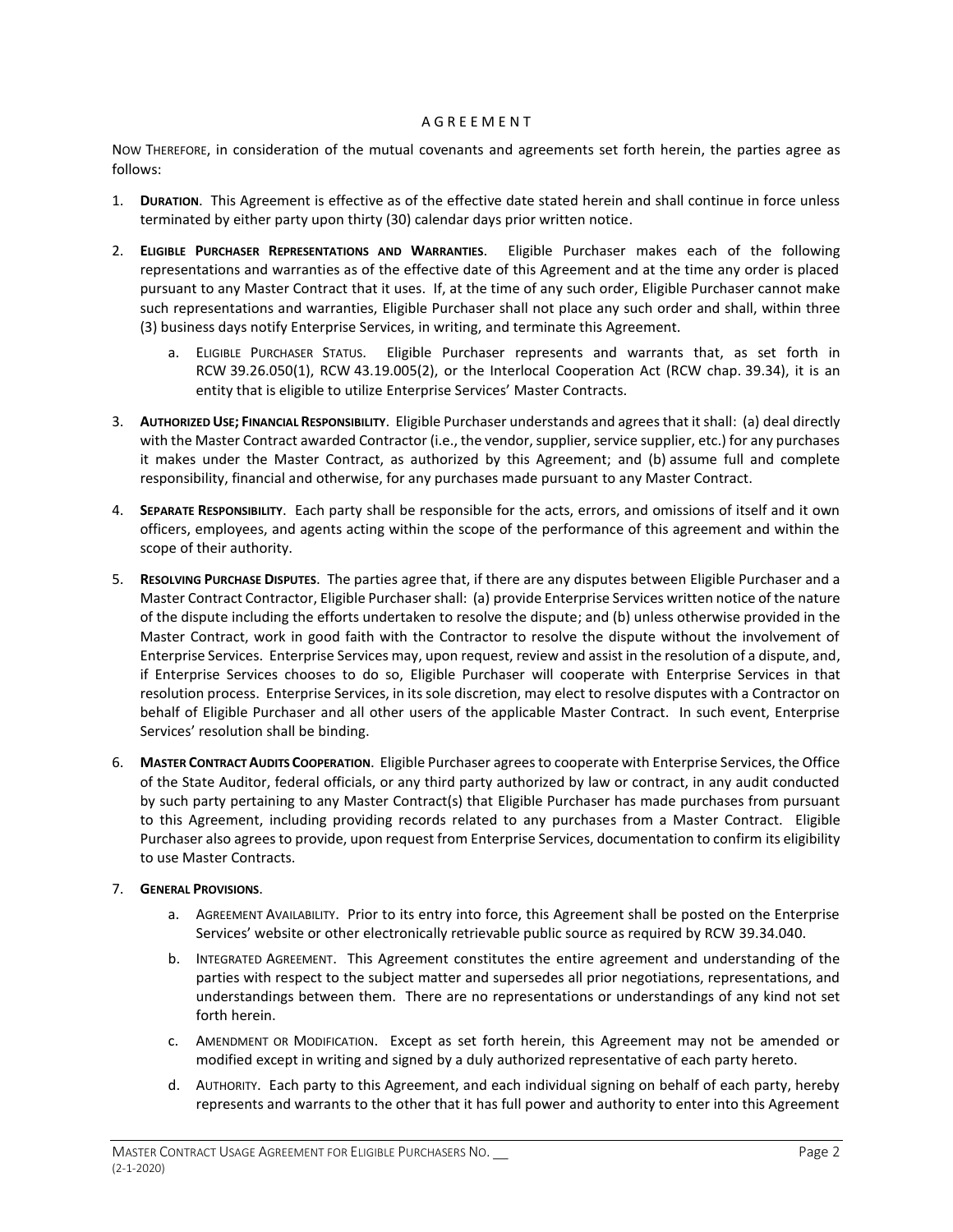A G R E E M E N T

NOW THEREFORE, in consideration of the mutual covenants and agreements set forth herein, the parties agree as follows:

1. **DURATION**. This Agreement is effective as of the effective date stated herein and shall continue in force unless terminated by either party upon thirty (30) calendar days prior written notice.

2. **ELIGIBLE PURCHASER REPRESENTATIONS AND WARRANTIES**. Eligible Purchaser makes each of the following representations and warranties as of the effective date of this Agreement and at the time any order is placed pursuant to any Master Contract that it uses. If, at the time of any such order, Eligible Purchaser cannot make such representations and warranties, Eligible Purchaser shall not place any such order and shall, within three (3) business days notify Enterprise Services, in writing, and terminate this Agreement.

   a. ELIGIBLE PURCHASER STATUS. Eligible Purchaser represents and warrants that, as set forth in RCW 39.26.050(1), RCW 43.19.005(2), or the Interlocal Cooperation Act (RCW chap. 39.34), it is an entity that is eligible to utilize Enterprise Services' Master Contracts.

3. **AUTHORIZED USE; FINANCIAL RESPONSIBILITY**. Eligible Purchaser understands and agrees that it shall: (a) deal directly with the Master Contract awarded Contractor (i.e., the vendor, supplier, service supplier, etc.) for any purchases it makes under the Master Contract, as authorized by this Agreement; and (b) assume full and complete responsibility, financial and otherwise, for any purchases made pursuant to any Master Contract.

4. **SEPARATE RESPONSIBILITY**. Each party shall be responsible for the acts, errors, and omissions of itself and it own officers, employees, and agents acting within the scope of the performance of this agreement and within the scope of their authority.

5. **RESOLVING PURCHASE DISPUTES**. The parties agree that, if there are any disputes between Eligible Purchaser and a Master Contract Contractor, Eligible Purchaser shall: (a) provide Enterprise Services written notice of the nature of the dispute including the efforts undertaken to resolve the dispute; and (b) unless otherwise provided in the Master Contract, work in good faith with the Contractor to resolve the dispute without the involvement of Enterprise Services. Enterprise Services may, upon request, review and assist in the resolution of a dispute, and, if Enterprise Services chooses to do so, Eligible Purchaser will cooperate with Enterprise Services in that resolution process. Enterprise Services, in its sole discretion, may elect to resolve disputes with a Contractor on behalf of Eligible Purchaser and all other users of the applicable Master Contract. In such event, Enterprise Services' resolution shall be binding.

6. **MASTER CONTRACT AUDITS COOPERATION**. Eligible Purchaser agrees to cooperate with Enterprise Services, the Office of the State Auditor, federal officials, or any third party authorized by law or contract, in any audit conducted by such party pertaining to any Master Contract(s) that Eligible Purchaser has made purchases from pursuant to this Agreement, including providing records related to any purchases from a Master Contract. Eligible Purchaser also agrees to provide, upon request from Enterprise Services, documentation to confirm its eligibility to use Master Contracts.

7. **GENERAL PROVISIONS**.

   a. AGREEMENT AVAILABILITY. Prior to its entry into force, this Agreement shall be posted on the Enterprise Services' website or other electronically retrievable public source as required by RCW 39.34.040.

   b. INTEGRATED AGREEMENT. This Agreement constitutes the entire agreement and understanding of the parties with respect to the subject matter and supersedes all prior negotiations, representations, and understandings between them. There are no representations or understandings of any kind not set forth herein.

   c. AMENDMENT OR MODIFICATION. Except as set forth herein, this Agreement may not be amended or modified except in writing and signed by a duly authorized representative of each party hereto.

   d. AUTHORITY. Each party to this Agreement, and each individual signing on behalf of each party, hereby represents and warrants to the other that it has full power and authority to enter into this Agreement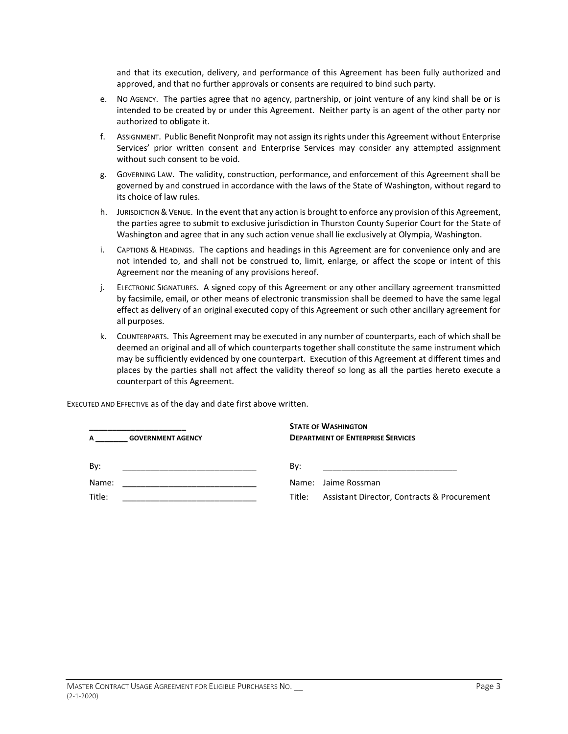and that its execution, delivery, and performance of this Agreement has been fully authorized and approved, and that no further approvals or consents are required to bind such party.

e. NO AGENCY. The parties agree that no agency, partnership, or joint venture of any kind shall be or is intended to be created by or under this Agreement. Neither party is an agent of the other party nor authorized to obligate it.

f. ASSIGNMENT. Public Benefit Nonprofit may not assign its rights under this Agreement without Enterprise Services' prior written consent and Enterprise Services may consider any attempted assignment without such consent to be void.

g. GOVERNING LAW. The validity, construction, performance, and enforcement of this Agreement shall be governed by and construed in accordance with the laws of the State of Washington, without regard to its choice of law rules.

h. JURISDICTION & VENUE. In the event that any action is brought to enforce any provision of this Agreement, the parties agree to submit to exclusive jurisdiction in Thurston County Superior Court for the State of Washington and agree that in any such action venue shall lie exclusively at Olympia, Washington.

i. CAPTIONS & HEADINGS. The captions and headings in this Agreement are for convenience only and are not intended to, and shall not be construed to, limit, enlarge, or affect the scope or intent of this Agreement nor the meaning of any provisions hereof.

j. ELECTRONIC SIGNATURES. A signed copy of this Agreement or any other ancillary agreement transmitted by facsimile, email, or other means of electronic transmission shall be deemed to have the same legal effect as delivery of an original executed copy of this Agreement or such other ancillary agreement for all purposes.

k. COUNTERPARTS. This Agreement may be executed in any number of counterparts, each of which shall be deemed an original and all of which counterparts together shall constitute the same instrument which may be sufficiently evidenced by one counterpart. Execution of this Agreement at different times and places by the parties shall not affect the validity thereof so long as all the parties hereto execute a counterpart of this Agreement.

EXECUTED AND EFFECTIVE as of the day and date first above written.

| | |
|---|---|
| **______________________** | **STATE OF WASHINGTON** |
| **A ________ GOVERNMENT AGENCY** | **DEPARTMENT OF ENTERPRISE SERVICES** |
| By: ______________________________ | By: ______________________________ |
| Name: ______________________________ | Name: Jaime Rossman |
| Title: ______________________________ | Title: Assistant Director, Contracts & Procurement |